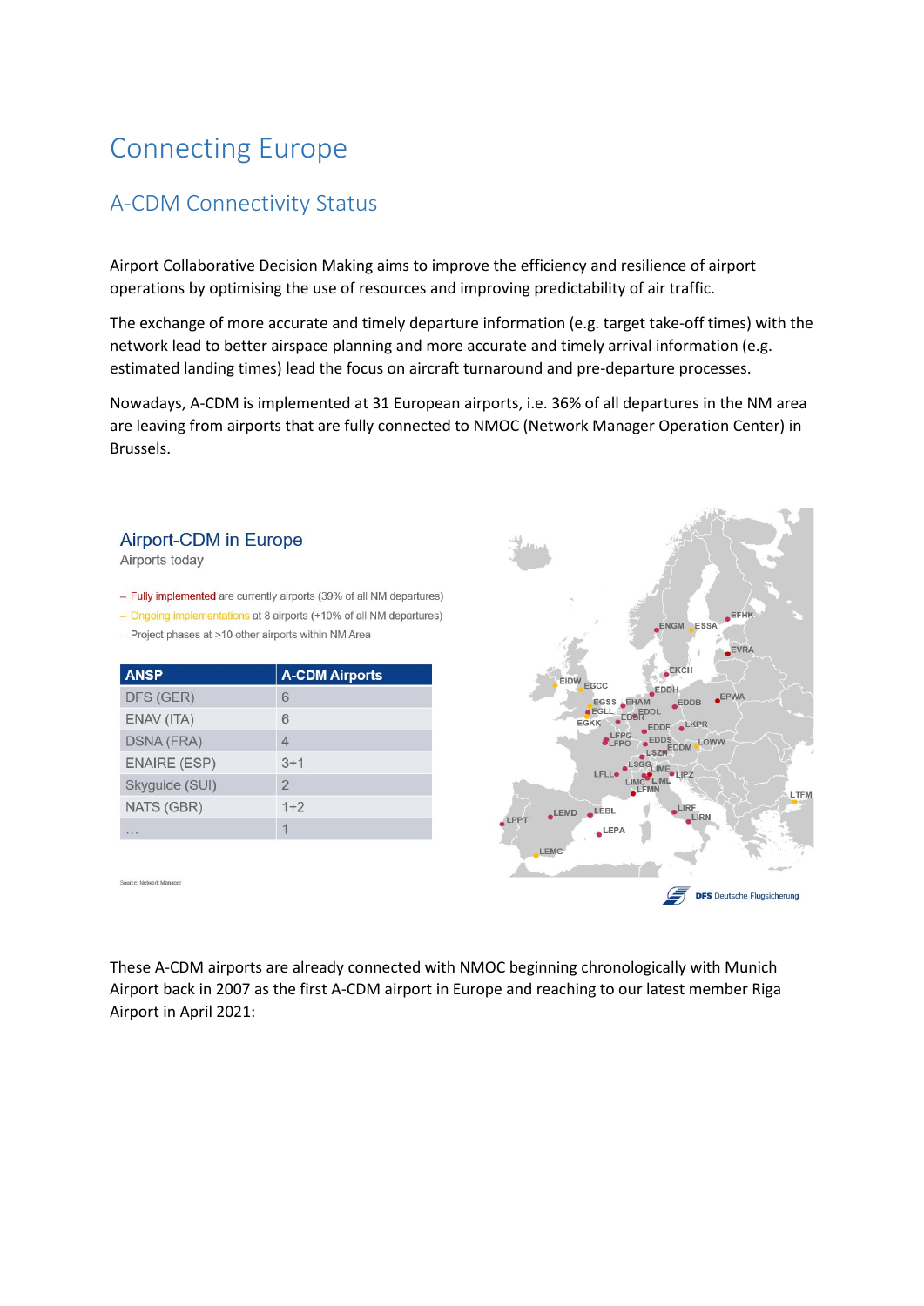# Connecting Europe

## A-CDM Connectivity Status

Airport Collaborative Decision Making aims to improve the efficiency and resilience of airport operations by optimising the use of resources and improving predictability of air traffic.

The exchange of more accurate and timely departure information (e.g. target take-off times) with the network lead to better airspace planning and more accurate and timely arrival information (e.g. estimated landing times) lead the focus on aircraft turnaround and pre-departure processes.

Nowadays, A-CDM is implemented at 31 European airports, i.e. 36% of all departures in the NM area are leaving from airports that are fully connected to NMOC (Network Manager Operation Center) in Brussels.

### Airport-CDM in Europe

Airports today

- Fully implemented are currently airports (39% of all NM departures)
- Ongoing implementations at 8 airports (+10% of all NM departures)
- Project phases at >10 other airports within NM Area

| ANSP | A-CDM Airports |
|---|---|
| DFS (GER) | 6 |
| ENAV (ITA) | 6 |
| DSNA (FRA) | 4 |
| ENAIRE (ESP) | 3+1 |
| Skyguide (SUI) | 2 |
| NATS (GBR) | 1+2 |
| ... | 1 |

Source: Network Manager

EFHK, ENGM, ESSA, EVRA, EKCH, EIDW, EGCC, EDDH, EGSS, EHAM, EDDB, EPWA, EGLL, EDDL, EBBR, EGKK, EDDF, LKPR, LFPG, LFPO, EDDS, EDDM, LOWW, LSZH, LSGG, LIME, LFLL, LIPZ, LIML, LIMC, LFMN, LTFM, LIRF, LIRN, LPPT, LEMD, LEBL, LEPA, LEMG

DFS Deutsche Flugsicherung

These A-CDM airports are already connected with NMOC beginning chronologically with Munich Airport back in 2007 as the first A-CDM airport in Europe and reaching to our latest member Riga Airport in April 2021: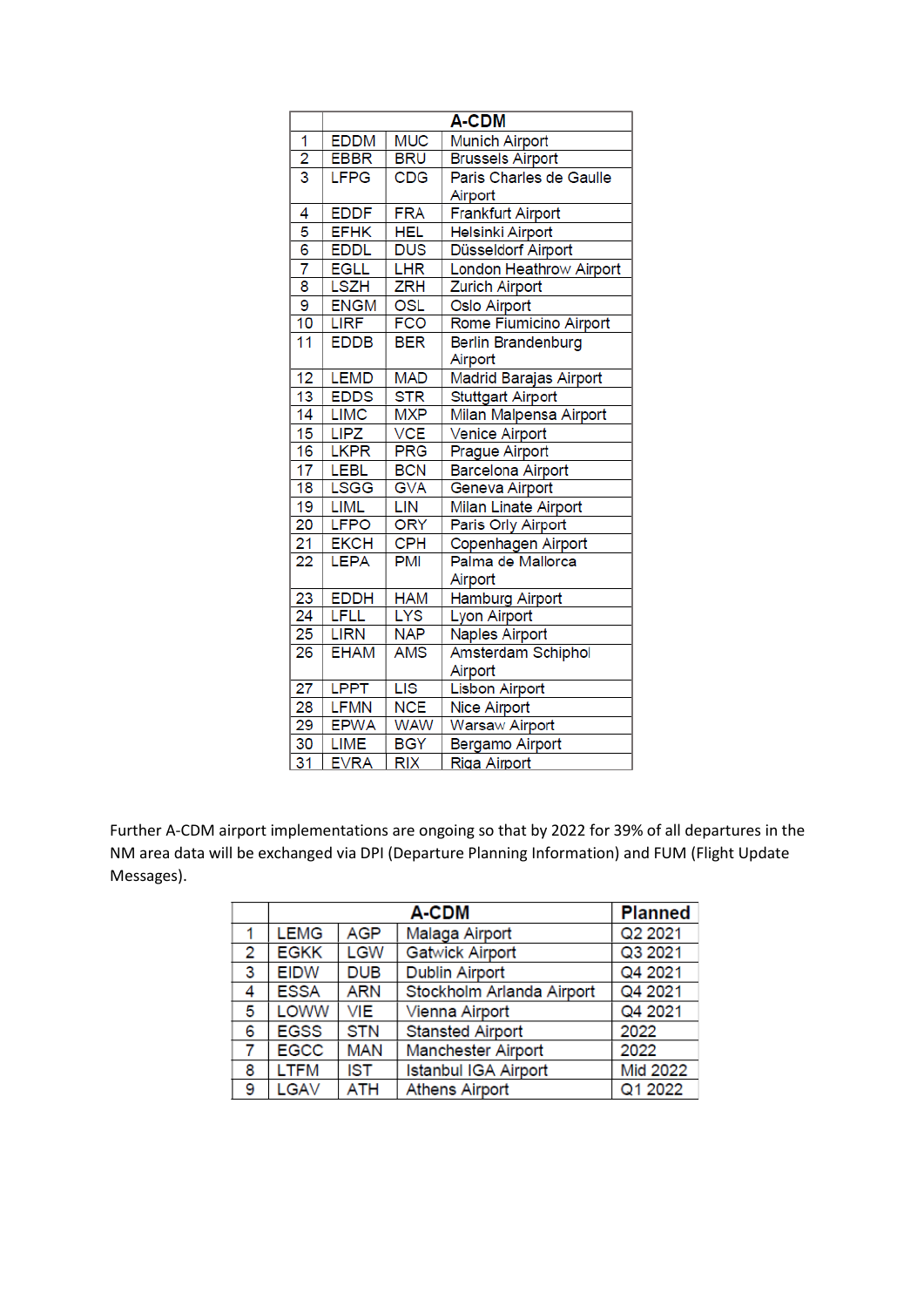| | | | A-CDM |
|---|---|---|---|
| 1 | EDDM | MUC | Munich Airport |
| 2 | EBBR | BRU | Brussels Airport |
| 3 | LFPG | CDG | Paris Charles de Gaulle Airport |
| 4 | EDDF | FRA | Frankfurt Airport |
| 5 | EFHK | HEL | Helsinki Airport |
| 6 | EDDL | DUS | Düsseldorf Airport |
| 7 | EGLL | LHR | London Heathrow Airport |
| 8 | LSZH | ZRH | Zurich Airport |
| 9 | ENGM | OSL | Oslo Airport |
| 10 | LIRF | FCO | Rome Fiumicino Airport |
| 11 | EDDB | BER | Berlin Brandenburg Airport |
| 12 | LEMD | MAD | Madrid Barajas Airport |
| 13 | EDDS | STR | Stuttgart Airport |
| 14 | LIMC | MXP | Milan Malpensa Airport |
| 15 | LIPZ | VCE | Venice Airport |
| 16 | LKPR | PRG | Prague Airport |
| 17 | LEBL | BCN | Barcelona Airport |
| 18 | LSGG | GVA | Geneva Airport |
| 19 | LIML | LIN | Milan Linate Airport |
| 20 | LFPO | ORY | Paris Orly Airport |
| 21 | EKCH | CPH | Copenhagen Airport |
| 22 | LEPA | PMI | Palma de Mallorca Airport |
| 23 | EDDH | HAM | Hamburg Airport |
| 24 | LFLL | LYS | Lyon Airport |
| 25 | LIRN | NAP | Naples Airport |
| 26 | EHAM | AMS | Amsterdam Schiphol Airport |
| 27 | LPPT | LIS | Lisbon Airport |
| 28 | LFMN | NCE | Nice Airport |
| 29 | EPWA | WAW | Warsaw Airport |
| 30 | LIME | BGY | Bergamo Airport |
| 31 | EVRA | RIX | Riga Airport |

Further A-CDM airport implementations are ongoing so that by 2022 for 39% of all departures in the NM area data will be exchanged via DPI (Departure Planning Information) and FUM (Flight Update Messages).

| | | | A-CDM | Planned |
|---|---|---|---|---|
| 1 | LEMG | AGP | Malaga Airport | Q2 2021 |
| 2 | EGKK | LGW | Gatwick Airport | Q3 2021 |
| 3 | EIDW | DUB | Dublin Airport | Q4 2021 |
| 4 | ESSA | ARN | Stockholm Arlanda Airport | Q4 2021 |
| 5 | LOWW | VIE | Vienna Airport | Q4 2021 |
| 6 | EGSS | STN | Stansted Airport | 2022 |
| 7 | EGCC | MAN | Manchester Airport | 2022 |
| 8 | LTFM | IST | Istanbul IGA Airport | Mid 2022 |
| 9 | LGAV | ATH | Athens Airport | Q1 2022 |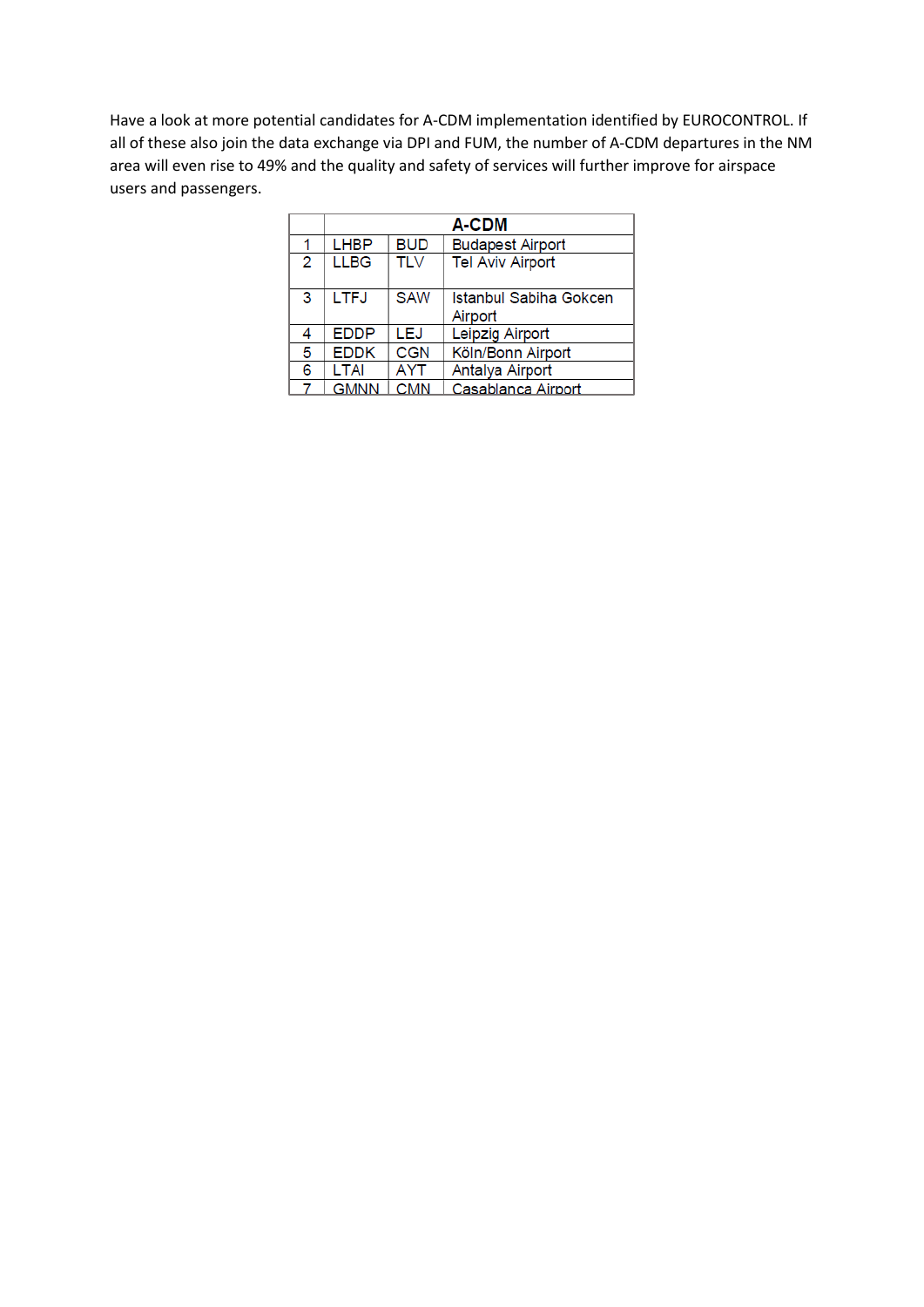Have a look at more potential candidates for A-CDM implementation identified by EUROCONTROL. If all of these also join the data exchange via DPI and FUM, the number of A-CDM departures in the NM area will even rise to 49% and the quality and safety of services will further improve for airspace users and passengers.

| | A-CDM | | |
|---|---|---|---|
| 1 | LHBP | BUD | Budapest Airport |
| 2 | LLBG | TLV | Tel Aviv Airport |
| 3 | LTFJ | SAW | Istanbul Sabiha Gokcen Airport |
| 4 | EDDP | LEJ | Leipzig Airport |
| 5 | EDDK | CGN | Köln/Bonn Airport |
| 6 | LTAI | AYT | Antalya Airport |
| 7 | GMNN | CMN | Casablanca Airport |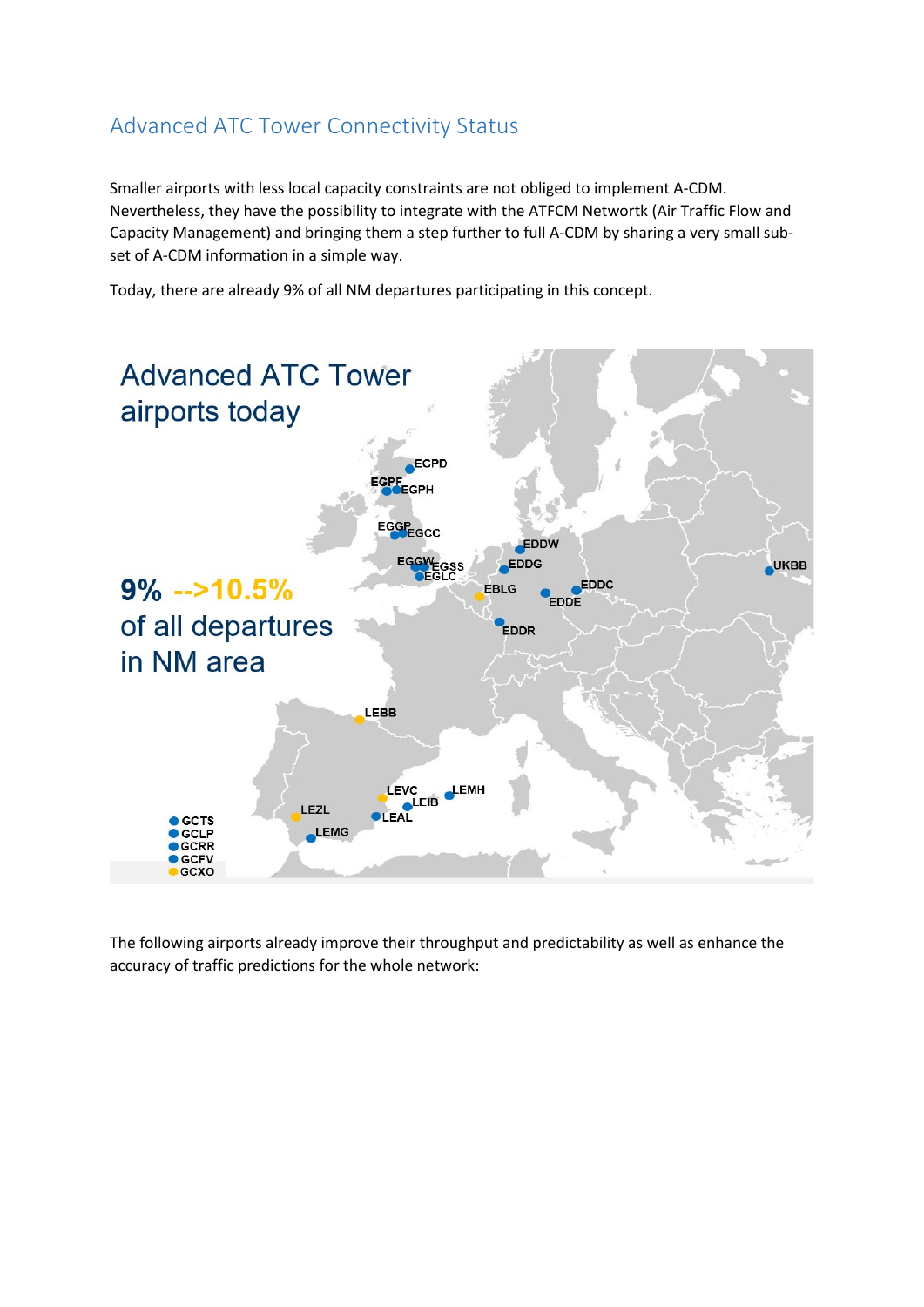## Advanced ATC Tower Connectivity Status

Smaller airports with less local capacity constraints are not obliged to implement A-CDM. Nevertheless, they have the possibility to integrate with the ATFCM Networtk (Air Traffic Flow and Capacity Management) and bringing them a step further to full A-CDM by sharing a very small sub-set of A-CDM information in a simple way.

Today, there are already 9% of all NM departures participating in this concept.

Advanced ATC Tower airports today

**9% -->10.5%** of all departures in NM area

EGPD, EGPF, EGPH, EGGP, EGCC, EGGW, EGSS, EGLC, EDDW, EDDG, EBLG, EDDC, EDDE, EDDR, UKBB, LEBB, LEVC, LEMH, LEIB, LEZL, LEAL, LEMG, GCTS, GCLP, GCRR, GCFV, GCXO

The following airports already improve their throughput and predictability as well as enhance the accuracy of traffic predictions for the whole network: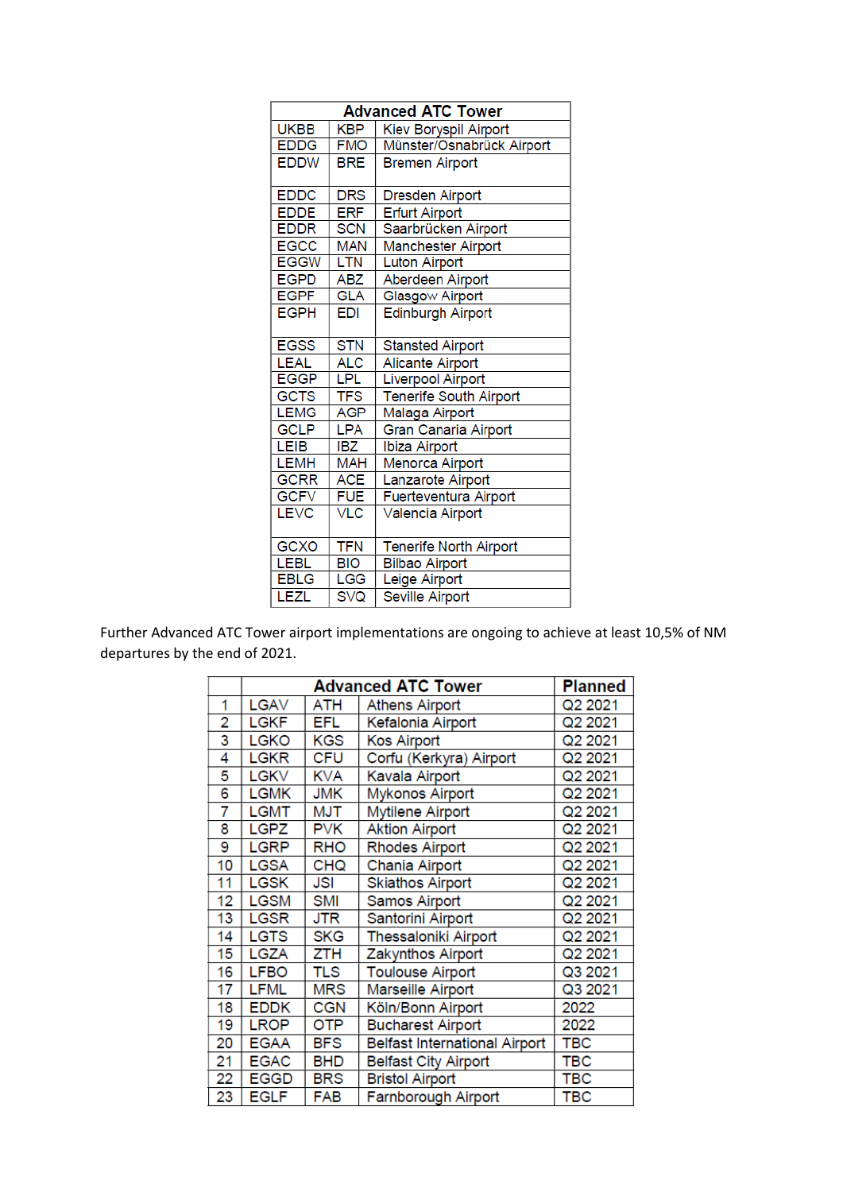| Advanced ATC Tower | | |
|---|---|---|
| UKBB | KBP | Kiev Boryspil Airport |
| EDDG | FMO | Münster/Osnabrück Airport |
| EDDW | BRE | Bremen Airport |
| EDDC | DRS | Dresden Airport |
| EDDE | ERF | Erfurt Airport |
| EDDR | SCN | Saarbrücken Airport |
| EGCC | MAN | Manchester Airport |
| EGGW | LTN | Luton Airport |
| EGPD | ABZ | Aberdeen Airport |
| EGPF | GLA | Glasgow Airport |
| EGPH | EDI | Edinburgh Airport |
| EGSS | STN | Stansted Airport |
| LEAL | ALC | Alicante Airport |
| EGGP | LPL | Liverpool Airport |
| GCTS | TFS | Tenerife South Airport |
| LEMG | AGP | Malaga Airport |
| GCLP | LPA | Gran Canaria Airport |
| LEIB | IBZ | Ibiza Airport |
| LEMH | MAH | Menorca Airport |
| GCRR | ACE | Lanzarote Airport |
| GCFV | FUE | Fuerteventura Airport |
| LEVC | VLC | Valencia Airport |
| GCXO | TFN | Tenerife North Airport |
| LEBL | BIO | Bilbao Airport |
| EBLG | LGG | Leige Airport |
| LEZL | SVQ | Seville Airport |

Further Advanced ATC Tower airport implementations are ongoing to achieve at least 10,5% of NM departures by the end of 2021.

| | Advanced ATC Tower | | | Planned |
|---|---|---|---|---|
| 1 | LGAV | ATH | Athens Airport | Q2 2021 |
| 2 | LGKF | EFL | Kefalonia Airport | Q2 2021 |
| 3 | LGKO | KGS | Kos Airport | Q2 2021 |
| 4 | LGKR | CFU | Corfu (Kerkyra) Airport | Q2 2021 |
| 5 | LGKV | KVA | Kavala Airport | Q2 2021 |
| 6 | LGMK | JMK | Mykonos Airport | Q2 2021 |
| 7 | LGMT | MJT | Mytilene Airport | Q2 2021 |
| 8 | LGPZ | PVK | Aktion Airport | Q2 2021 |
| 9 | LGRP | RHO | Rhodes Airport | Q2 2021 |
| 10 | LGSA | CHQ | Chania Airport | Q2 2021 |
| 11 | LGSK | JSI | Skiathos Airport | Q2 2021 |
| 12 | LGSM | SMI | Samos Airport | Q2 2021 |
| 13 | LGSR | JTR | Santorini Airport | Q2 2021 |
| 14 | LGTS | SKG | Thessaloniki Airport | Q2 2021 |
| 15 | LGZA | ZTH | Zakynthos Airport | Q2 2021 |
| 16 | LFBO | TLS | Toulouse Airport | Q3 2021 |
| 17 | LFML | MRS | Marseille Airport | Q3 2021 |
| 18 | EDDK | CGN | Köln/Bonn Airport | 2022 |
| 19 | LROP | OTP | Bucharest Airport | 2022 |
| 20 | EGAA | BFS | Belfast International Airport | TBC |
| 21 | EGAC | BHD | Belfast City Airport | TBC |
| 22 | EGGD | BRS | Bristol Airport | TBC |
| 23 | EGLF | FAB | Farnborough Airport | TBC |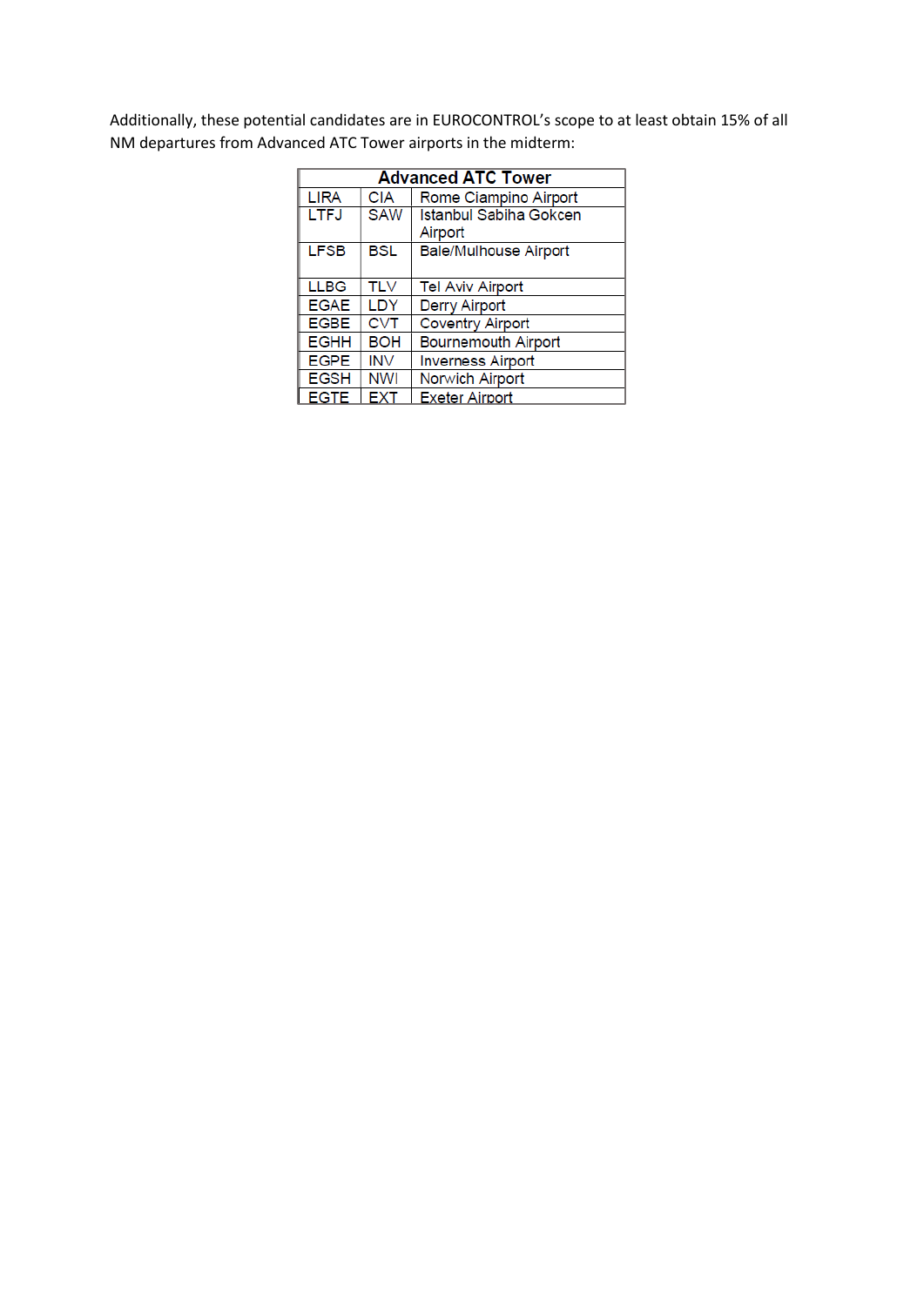Additionally, these potential candidates are in EUROCONTROL's scope to at least obtain 15% of all NM departures from Advanced ATC Tower airports in the midterm:

| Advanced ATC Tower | | |
|---|---|---|
| LIRA | CIA | Rome Ciampino Airport |
| LTFJ | SAW | Istanbul Sabiha Gokcen Airport |
| LFSB | BSL | Bale/Mulhouse Airport |
| LLBG | TLV | Tel Aviv Airport |
| EGAE | LDY | Derry Airport |
| EGBE | CVT | Coventry Airport |
| EGHH | BOH | Bournemouth Airport |
| EGPE | INV | Inverness Airport |
| EGSH | NWI | Norwich Airport |
| EGTE | EXT | Exeter Airport |